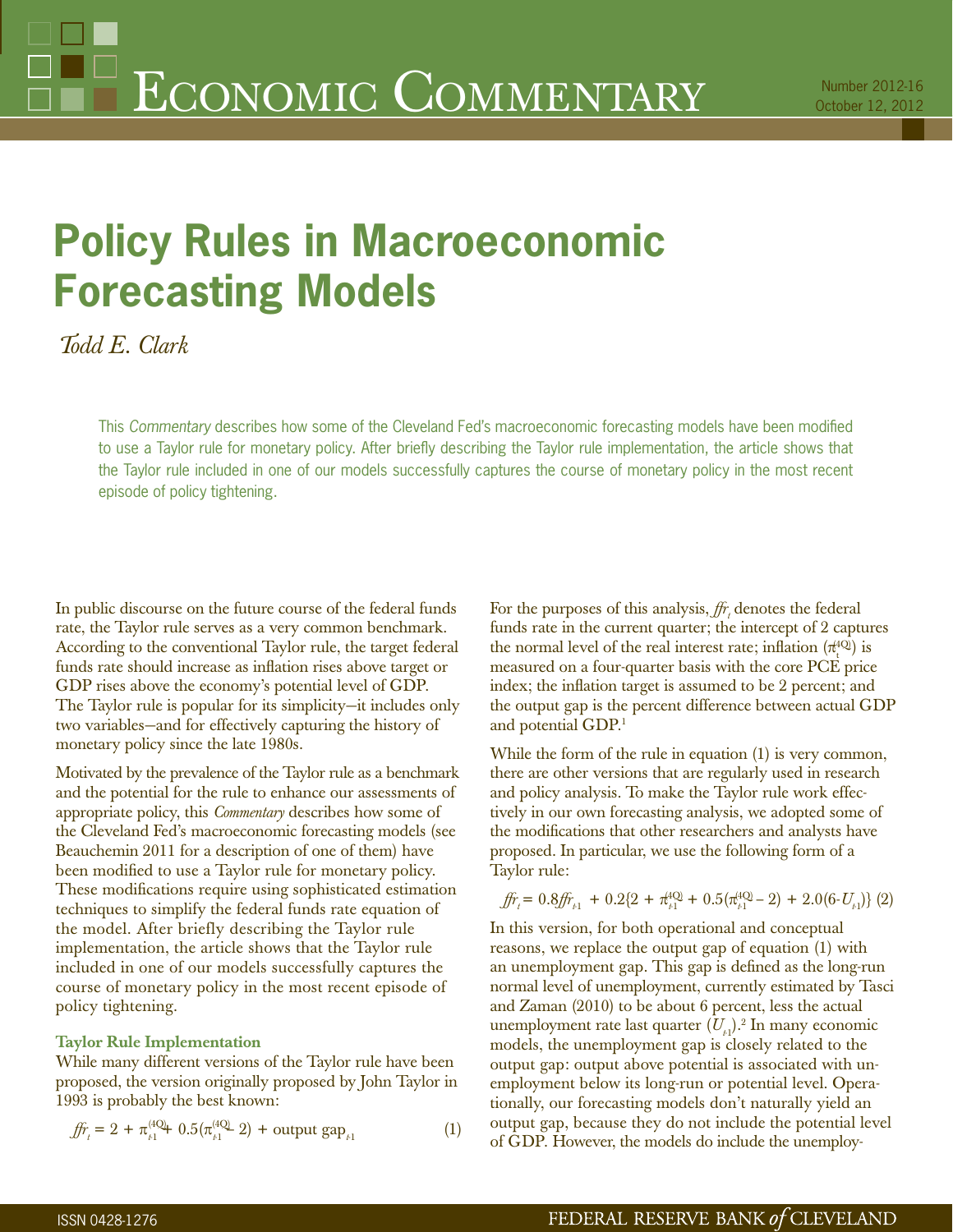Economic Commentary

Number 2012-16
October 12, 2012

# Policy Rules in Macroeconomic Forecasting Models

*Todd E. Clark*

This *Commentary* describes how some of the Cleveland Fed's macroeconomic forecasting models have been modified to use a Taylor rule for monetary policy. After briefly describing the Taylor rule implementation, the article shows that the Taylor rule included in one of our models successfully captures the course of monetary policy in the most recent episode of policy tightening.

In public discourse on the future course of the federal funds rate, the Taylor rule serves as a very common benchmark. According to the conventional Taylor rule, the target federal funds rate should increase as inflation rises above target or GDP rises above the economy's potential level of GDP. The Taylor rule is popular for its simplicity—it includes only two variables—and for effectively capturing the history of monetary policy since the late 1980s.

Motivated by the prevalence of the Taylor rule as a benchmark and the potential for the rule to enhance our assessments of appropriate policy, this *Commentary* describes how some of the Cleveland Fed's macroeconomic forecasting models (see Beauchemin 2011 for a description of one of them) have been modified to use a Taylor rule for monetary policy. These modifications require using sophisticated estimation techniques to simplify the federal funds rate equation of the model. After briefly describing the Taylor rule implementation, the article shows that the Taylor rule included in one of our models successfully captures the course of monetary policy in the most recent episode of policy tightening.

### Taylor Rule Implementation

While many different versions of the Taylor rule have been proposed, the version originally proposed by John Taylor in 1993 is probably the best known:

$$ffr_t = 2 + \pi_{t\text{-}1}^{(4Q)} + 0.5(\pi_{t\text{-}1}^{(4Q)} - 2) + \text{output gap}_{t\text{-}1} \quad (1)$$

For the purposes of this analysis, $ffr_t$ denotes the federal funds rate in the current quarter; the intercept of 2 captures the normal level of the real interest rate; inflation ($\pi_t^{(4Q)}$) is measured on a four-quarter basis with the core PCE price index; the inflation target is assumed to be 2 percent; and the output gap is the percent difference between actual GDP and potential GDP.[1]

While the form of the rule in equation (1) is very common, there are other versions that are regularly used in research and policy analysis. To make the Taylor rule work effectively in our own forecasting analysis, we adopted some of the modifications that other researchers and analysts have proposed. In particular, we use the following form of a Taylor rule:

$$ffr_t = 0.8ffr_{t\text{-}1} + 0.2\{2 + \pi_{t\text{-}1}^{(4Q)} + 0.5(\pi_{t\text{-}1}^{(4Q)} - 2) + 2.0(6\text{-}U_{t\text{-}1})\} \quad (2)$$

In this version, for both operational and conceptual reasons, we replace the output gap of equation (1) with an unemployment gap. This gap is defined as the long-run normal level of unemployment, currently estimated by Tasci and Zaman (2010) to be about 6 percent, less the actual unemployment rate last quarter ($U_{t\text{-}1}$).[2] In many economic models, the unemployment gap is closely related to the output gap: output above potential is associated with unemployment below its long-run or potential level. Operationally, our forecasting models don't naturally yield an output gap, because they do not include the potential level of GDP. However, the models do include the unemploy-

ISSN 0428-1276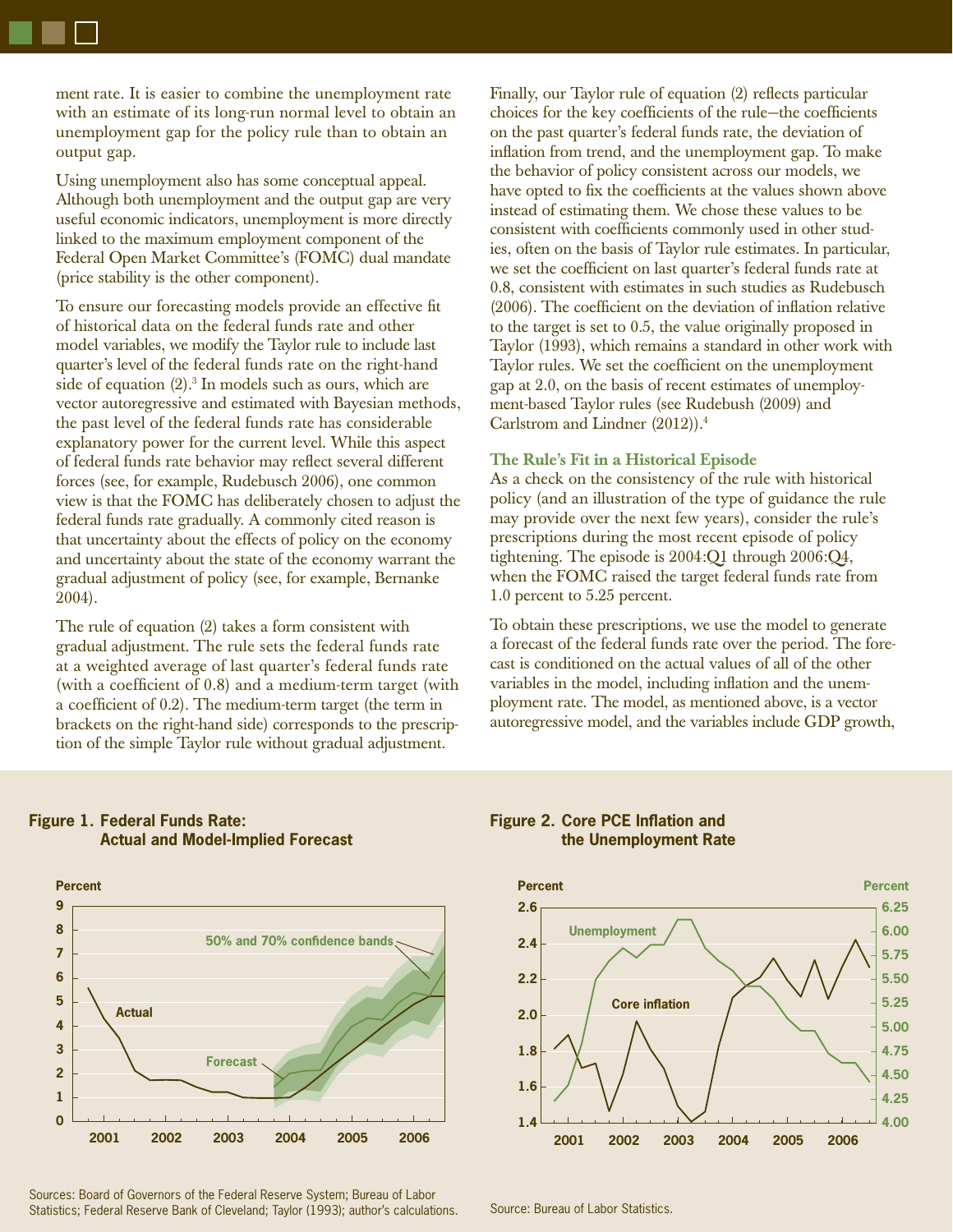ment rate. It is easier to combine the unemployment rate with an estimate of its long-run normal level to obtain an unemployment gap for the policy rule than to obtain an output gap.

Using unemployment also has some conceptual appeal. Although both unemployment and the output gap are very useful economic indicators, unemployment is more directly linked to the maximum employment component of the Federal Open Market Committee's (FOMC) dual mandate (price stability is the other component).

To ensure our forecasting models provide an effective fit of historical data on the federal funds rate and other model variables, we modify the Taylor rule to include last quarter's level of the federal funds rate on the right-hand side of equation (2).[3] In models such as ours, which are vector autoregressive and estimated with Bayesian methods, the past level of the federal funds rate has considerable explanatory power for the current level. While this aspect of federal funds rate behavior may reflect several different forces (see, for example, Rudebusch 2006), one common view is that the FOMC has deliberately chosen to adjust the federal funds rate gradually. A commonly cited reason is that uncertainty about the effects of policy on the economy and uncertainty about the state of the economy warrant the gradual adjustment of policy (see, for example, Bernanke 2004).

The rule of equation (2) takes a form consistent with gradual adjustment. The rule sets the federal funds rate at a weighted average of last quarter's federal funds rate (with a coefficient of 0.8) and a medium-term target (with a coefficient of 0.2). The medium-term target (the term in brackets on the right-hand side) corresponds to the prescription of the simple Taylor rule without gradual adjustment.

Finally, our Taylor rule of equation (2) reflects particular choices for the key coefficients of the rule—the coefficients on the past quarter's federal funds rate, the deviation of inflation from trend, and the unemployment gap. To make the behavior of policy consistent across our models, we have opted to fix the coefficients at the values shown above instead of estimating them. We chose these values to be consistent with coefficients commonly used in other studies, often on the basis of Taylor rule estimates. In particular, we set the coefficient on last quarter's federal funds rate at 0.8, consistent with estimates in such studies as Rudebusch (2006). The coefficient on the deviation of inflation relative to the target is set to 0.5, the value originally proposed in Taylor (1993), which remains a standard in other work with Taylor rules. We set the coefficient on the unemployment gap at 2.0, on the basis of recent estimates of unemployment-based Taylor rules (see Rudebush (2009) and Carlstrom and Lindner (2012)).[4]

### The Rule's Fit in a Historical Episode

As a check on the consistency of the rule with historical policy (and an illustration of the type of guidance the rule may provide over the next few years), consider the rule's prescriptions during the most recent episode of policy tightening. The episode is 2004:Q1 through 2006:Q4, when the FOMC raised the target federal funds rate from 1.0 percent to 5.25 percent.

To obtain these prescriptions, we use the model to generate a forecast of the federal funds rate over the period. The forecast is conditioned on the actual values of all of the other variables in the model, including inflation and the unemployment rate. The model, as mentioned above, is a vector autoregressive model, and the variables include GDP growth,

**Figure 1. Federal Funds Rate: Actual and Model-Implied Forecast**

Sources: Board of Governors of the Federal Reserve System; Bureau of Labor Statistics; Federal Reserve Bank of Cleveland; Taylor (1993); author's calculations.

**Figure 2. Core PCE Inflation and the Unemployment Rate**

Source: Bureau of Labor Statistics.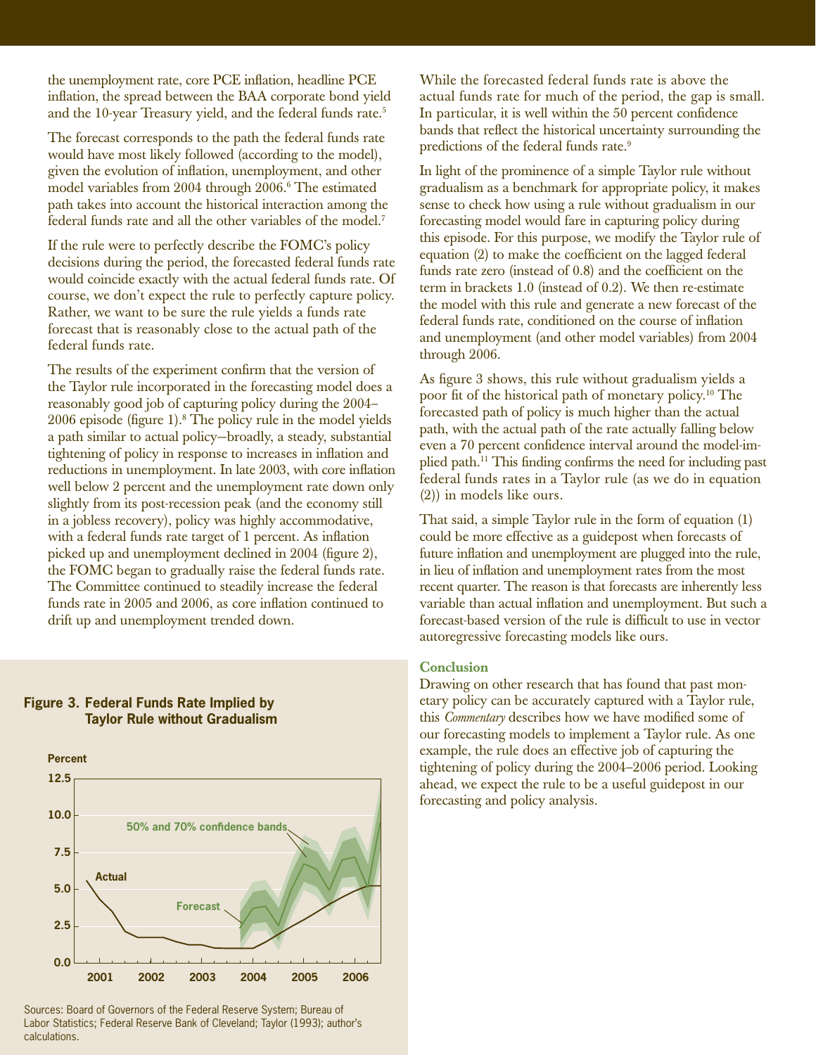the unemployment rate, core PCE inflation, headline PCE inflation, the spread between the BAA corporate bond yield and the 10-year Treasury yield, and the federal funds rate.[5]

The forecast corresponds to the path the federal funds rate would have most likely followed (according to the model), given the evolution of inflation, unemployment, and other model variables from 2004 through 2006.[6] The estimated path takes into account the historical interaction among the federal funds rate and all the other variables of the model.[7]

If the rule were to perfectly describe the FOMC's policy decisions during the period, the forecasted federal funds rate would coincide exactly with the actual federal funds rate. Of course, we don't expect the rule to perfectly capture policy. Rather, we want to be sure the rule yields a funds rate forecast that is reasonably close to the actual path of the federal funds rate.

The results of the experiment confirm that the version of the Taylor rule incorporated in the forecasting model does a reasonably good job of capturing policy during the 2004–2006 episode (figure 1).[8] The policy rule in the model yields a path similar to actual policy—broadly, a steady, substantial tightening of policy in response to increases in inflation and reductions in unemployment. In late 2003, with core inflation well below 2 percent and the unemployment rate down only slightly from its post-recession peak (and the economy still in a jobless recovery), policy was highly accommodative, with a federal funds rate target of 1 percent. As inflation picked up and unemployment declined in 2004 (figure 2), the FOMC began to gradually raise the federal funds rate. The Committee continued to steadily increase the federal funds rate in 2005 and 2006, as core inflation continued to drift up and unemployment trended down.

**Figure 3. Federal Funds Rate Implied by Taylor Rule without Gradualism**

Sources: Board of Governors of the Federal Reserve System; Bureau of Labor Statistics; Federal Reserve Bank of Cleveland; Taylor (1993); author's calculations.

While the forecasted federal funds rate is above the actual funds rate for much of the period, the gap is small. In particular, it is well within the 50 percent confidence bands that reflect the historical uncertainty surrounding the predictions of the federal funds rate.[9]

In light of the prominence of a simple Taylor rule without gradualism as a benchmark for appropriate policy, it makes sense to check how using a rule without gradualism in our forecasting model would fare in capturing policy during this episode. For this purpose, we modify the Taylor rule of equation (2) to make the coefficient on the lagged federal funds rate zero (instead of 0.8) and the coefficient on the term in brackets 1.0 (instead of 0.2). We then re-estimate the model with this rule and generate a new forecast of the federal funds rate, conditioned on the course of inflation and unemployment (and other model variables) from 2004 through 2006.

As figure 3 shows, this rule without gradualism yields a poor fit of the historical path of monetary policy.[10] The forecasted path of policy is much higher than the actual path, with the actual path of the rate actually falling below even a 70 percent confidence interval around the model-implied path.[11] This finding confirms the need for including past federal funds rates in a Taylor rule (as we do in equation (2)) in models like ours.

That said, a simple Taylor rule in the form of equation (1) could be more effective as a guidepost when forecasts of future inflation and unemployment are plugged into the rule, in lieu of inflation and unemployment rates from the most recent quarter. The reason is that forecasts are inherently less variable than actual inflation and unemployment. But such a forecast-based version of the rule is difficult to use in vector autoregressive forecasting models like ours.

### Conclusion

Drawing on other research that has found that past monetary policy can be accurately captured with a Taylor rule, this *Commentary* describes how we have modified some of our forecasting models to implement a Taylor rule. As one example, the rule does an effective job of capturing the tightening of policy during the 2004–2006 period. Looking ahead, we expect the rule to be a useful guidepost in our forecasting and policy analysis.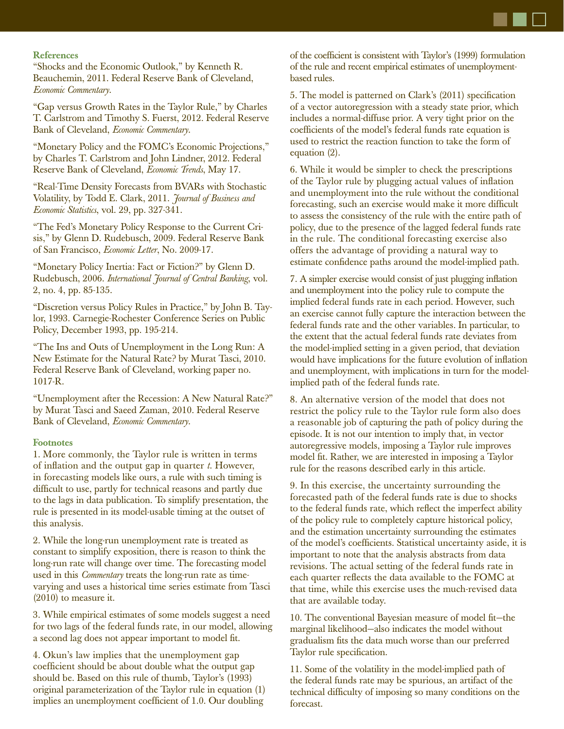## References

"Shocks and the Economic Outlook," by Kenneth R. Beauchemin, 2011. Federal Reserve Bank of Cleveland, *Economic Commentary*.

"Gap versus Growth Rates in the Taylor Rule," by Charles T. Carlstrom and Timothy S. Fuerst, 2012. Federal Reserve Bank of Cleveland, *Economic Commentary*.

"Monetary Policy and the FOMC's Economic Projections," by Charles T. Carlstrom and John Lindner, 2012. Federal Reserve Bank of Cleveland, *Economic Trends*, May 17.

"Real-Time Density Forecasts from BVARs with Stochastic Volatility, by Todd E. Clark, 2011. *Journal of Business and Economic Statistics*, vol. 29, pp. 327-341.

"The Fed's Monetary Policy Response to the Current Crisis," by Glenn D. Rudebusch, 2009. Federal Reserve Bank of San Francisco, *Economic Letter*, No. 2009-17.

"Monetary Policy Inertia: Fact or Fiction?" by Glenn D. Rudebusch, 2006. *International Journal of Central Banking*, vol. 2, no. 4, pp. 85-135.

"Discretion versus Policy Rules in Practice," by John B. Taylor, 1993. Carnegie-Rochester Conference Series on Public Policy, December 1993, pp. 195-214.

"The Ins and Outs of Unemployment in the Long Run: A New Estimate for the Natural Rate? by Murat Tasci, 2010. Federal Reserve Bank of Cleveland, working paper no. 1017-R.

"Unemployment after the Recession: A New Natural Rate?" by Murat Tasci and Saeed Zaman, 2010. Federal Reserve Bank of Cleveland, *Economic Commentary*.

## Footnotes

1. More commonly, the Taylor rule is written in terms of inflation and the output gap in quarter $t$. However, in forecasting models like ours, a rule with such timing is difficult to use, partly for technical reasons and partly due to the lags in data publication. To simplify presentation, the rule is presented in its model-usable timing at the outset of this analysis.

2. While the long-run unemployment rate is treated as constant to simplify exposition, there is reason to think the long-run rate will change over time. The forecasting model used in this *Commentary* treats the long-run rate as time-varying and uses a historical time series estimate from Tasci (2010) to measure it.

3. While empirical estimates of some models suggest a need for two lags of the federal funds rate, in our model, allowing a second lag does not appear important to model fit.

4. Okun's law implies that the unemployment gap coefficient should be about double what the output gap should be. Based on this rule of thumb, Taylor's (1993) original parameterization of the Taylor rule in equation (1) implies an unemployment coefficient of 1.0. Our doubling of the coefficient is consistent with Taylor's (1999) formulation of the rule and recent empirical estimates of unemployment-based rules.

5. The model is patterned on Clark's (2011) specification of a vector autoregression with a steady state prior, which includes a normal-diffuse prior. A very tight prior on the coefficients of the model's federal funds rate equation is used to restrict the reaction function to take the form of equation (2).

6. While it would be simpler to check the prescriptions of the Taylor rule by plugging actual values of inflation and unemployment into the rule without the conditional forecasting, such an exercise would make it more difficult to assess the consistency of the rule with the entire path of policy, due to the presence of the lagged federal funds rate in the rule. The conditional forecasting exercise also offers the advantage of providing a natural way to estimate confidence paths around the model-implied path.

7. A simpler exercise would consist of just plugging inflation and unemployment into the policy rule to compute the implied federal funds rate in each period. However, such an exercise cannot fully capture the interaction between the federal funds rate and the other variables. In particular, to the extent that the actual federal funds rate deviates from the model-implied setting in a given period, that deviation would have implications for the future evolution of inflation and unemployment, with implications in turn for the model-implied path of the federal funds rate.

8. An alternative version of the model that does not restrict the policy rule to the Taylor rule form also does a reasonable job of capturing the path of policy during the episode. It is not our intention to imply that, in vector autoregressive models, imposing a Taylor rule improves model fit. Rather, we are interested in imposing a Taylor rule for the reasons described early in this article.

9. In this exercise, the uncertainty surrounding the forecasted path of the federal funds rate is due to shocks to the federal funds rate, which reflect the imperfect ability of the policy rule to completely capture historical policy, and the estimation uncertainty surrounding the estimates of the model's coefficients. Statistical uncertainty aside, it is important to note that the analysis abstracts from data revisions. The actual setting of the federal funds rate in each quarter reflects the data available to the FOMC at that time, while this exercise uses the much-revised data that are available today.

10. The conventional Bayesian measure of model fit—the marginal likelihood—also indicates the model without gradualism fits the data much worse than our preferred Taylor rule specification.

11. Some of the volatility in the model-implied path of the federal funds rate may be spurious, an artifact of the technical difficulty of imposing so many conditions on the forecast.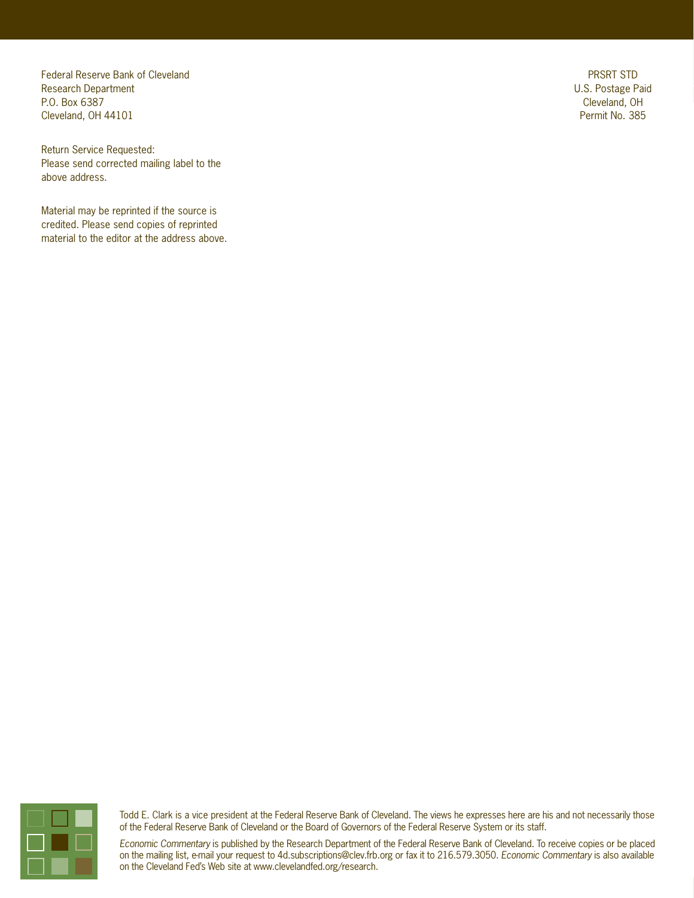Federal Reserve Bank of Cleveland
Research Department
P.O. Box 6387
Cleveland, OH 44101

PRSRT STD
U.S. Postage Paid
Cleveland, OH
Permit No. 385

Return Service Requested:
Please send corrected mailing label to the above address.

Material may be reprinted if the source is credited. Please send copies of reprinted material to the editor at the address above.

Todd E. Clark is a vice president at the Federal Reserve Bank of Cleveland. The views he expresses here are his and not necessarily those of the Federal Reserve Bank of Cleveland or the Board of Governors of the Federal Reserve System or its staff.

*Economic Commentary* is published by the Research Department of the Federal Reserve Bank of Cleveland. To receive copies or be placed on the mailing list, e-mail your request to 4d.subscriptions@clev.frb.org or fax it to 216.579.3050. *Economic Commentary* is also available on the Cleveland Fed's Web site at www.clevelandfed.org/research.